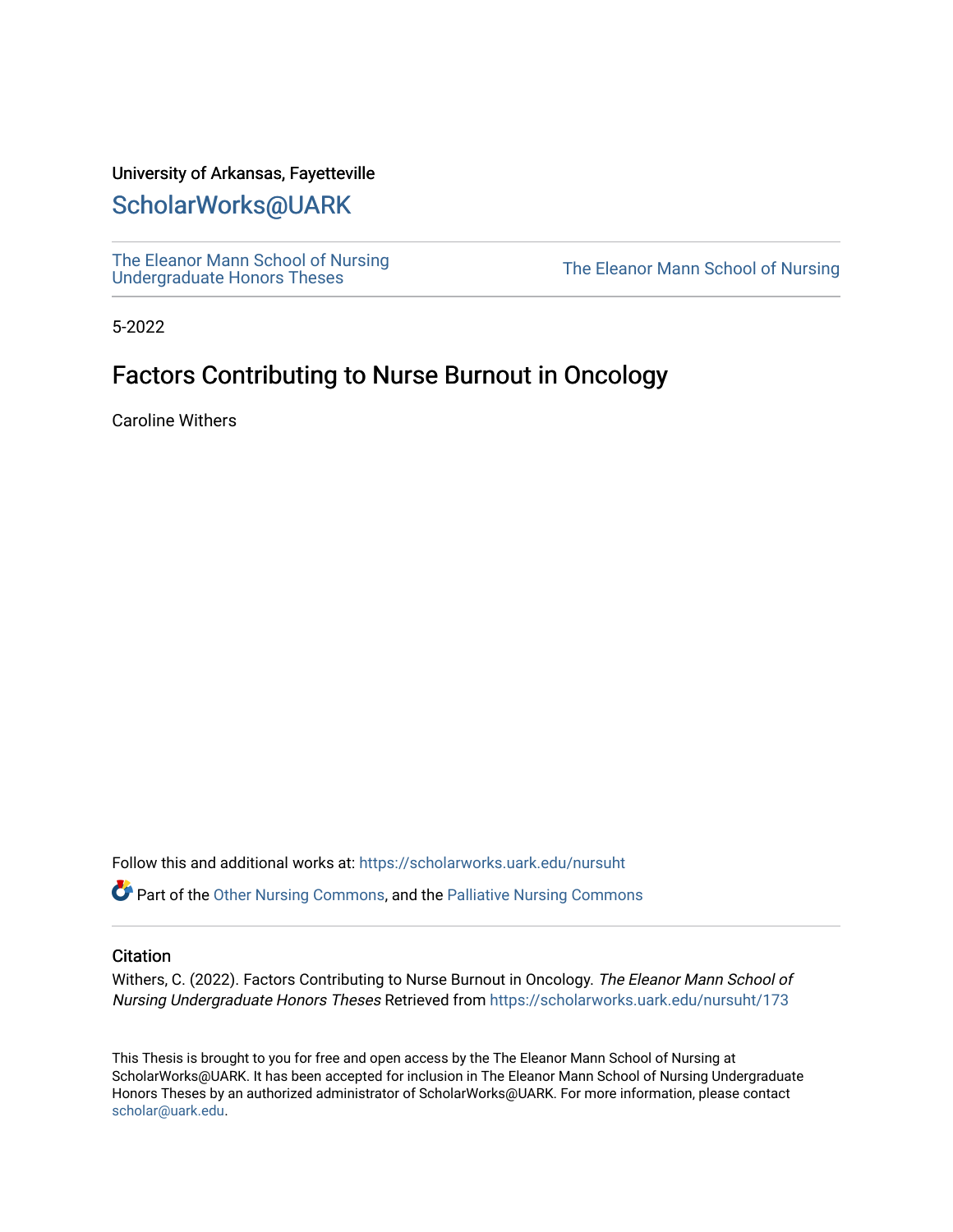University of Arkansas, Fayetteville

# ScholarWorks@UARK

The Eleanor Mann School of Nursing Undergraduate Honors Theses

The Eleanor Mann School of Nursing

5-2022

## Factors Contributing to Nurse Burnout in Oncology

Caroline Withers

Follow this and additional works at: https://scholarworks.uark.edu/nursuht

Part of the Other Nursing Commons, and the Palliative Nursing Commons

### Citation

Withers, C. (2022). Factors Contributing to Nurse Burnout in Oncology. *The Eleanor Mann School of Nursing Undergraduate Honors Theses* Retrieved from https://scholarworks.uark.edu/nursuht/173

This Thesis is brought to you for free and open access by the The Eleanor Mann School of Nursing at ScholarWorks@UARK. It has been accepted for inclusion in The Eleanor Mann School of Nursing Undergraduate Honors Theses by an authorized administrator of ScholarWorks@UARK. For more information, please contact scholar@uark.edu.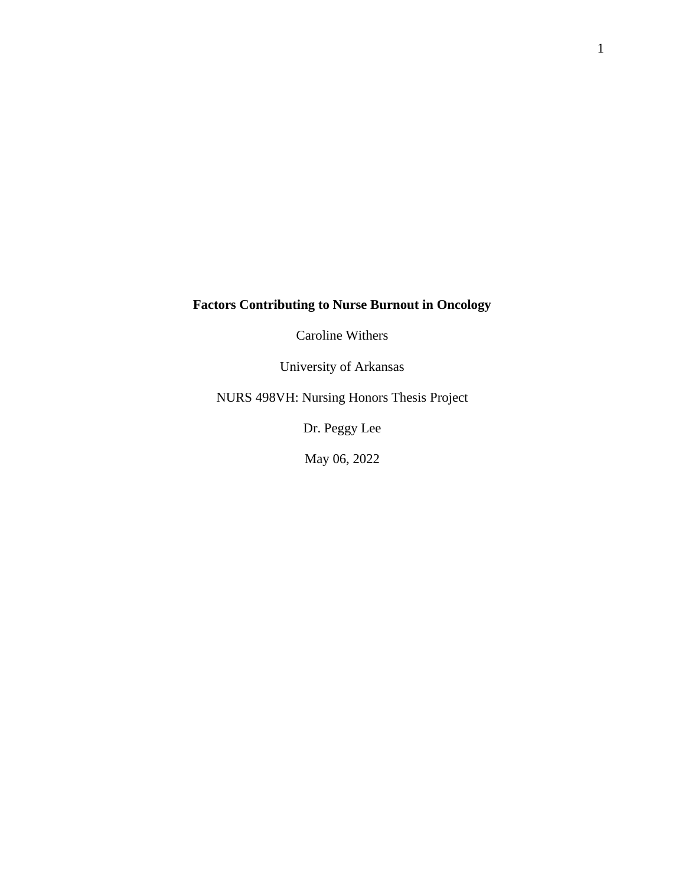# Factors Contributing to Nurse Burnout in Oncology

Caroline Withers

University of Arkansas

NURS 498VH: Nursing Honors Thesis Project

Dr. Peggy Lee

May 06, 2022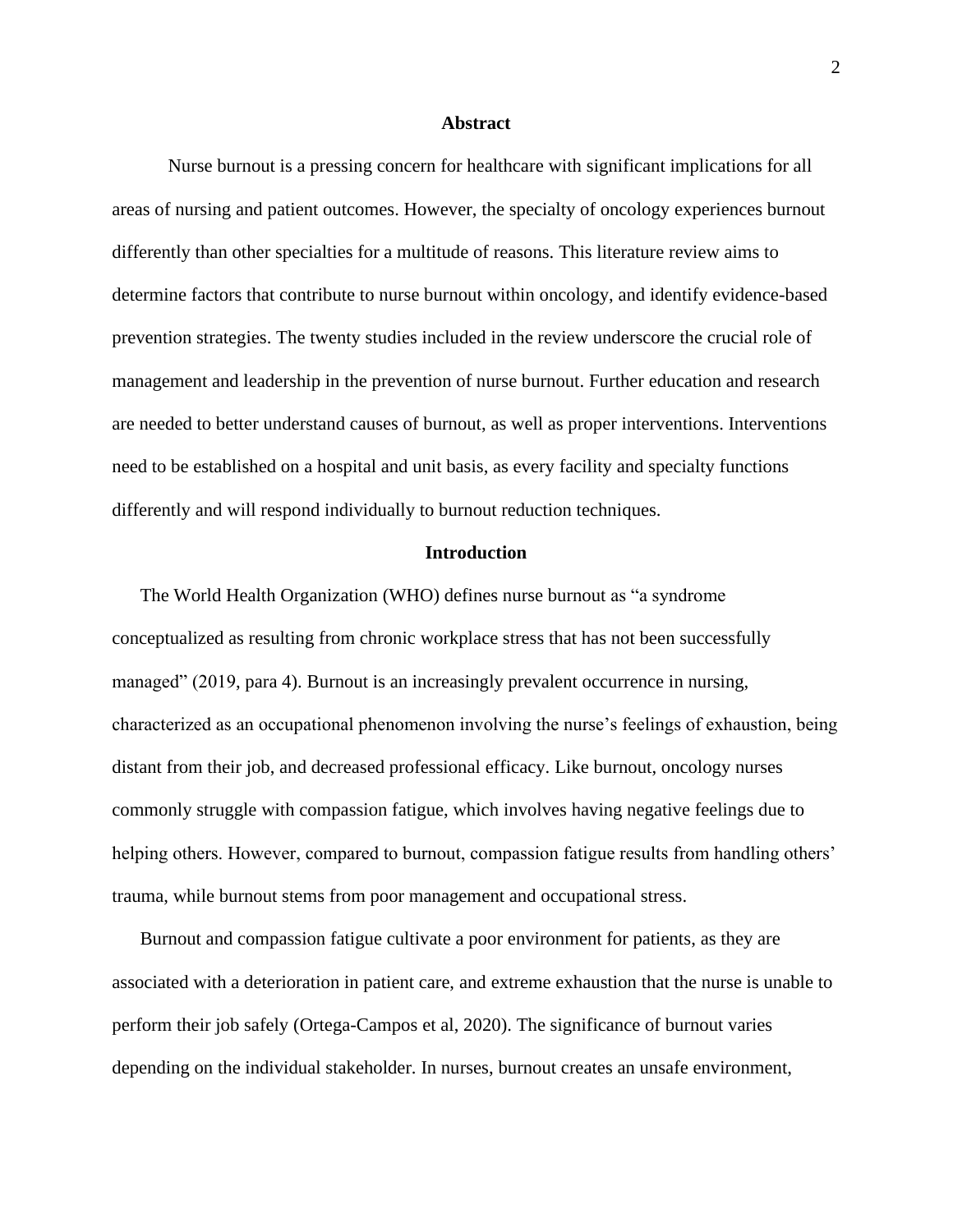## Abstract

Nurse burnout is a pressing concern for healthcare with significant implications for all areas of nursing and patient outcomes. However, the specialty of oncology experiences burnout differently than other specialties for a multitude of reasons. This literature review aims to determine factors that contribute to nurse burnout within oncology, and identify evidence-based prevention strategies. The twenty studies included in the review underscore the crucial role of management and leadership in the prevention of nurse burnout. Further education and research are needed to better understand causes of burnout, as well as proper interventions. Interventions need to be established on a hospital and unit basis, as every facility and specialty functions differently and will respond individually to burnout reduction techniques.

## Introduction

The World Health Organization (WHO) defines nurse burnout as "a syndrome conceptualized as resulting from chronic workplace stress that has not been successfully managed" (2019, para 4). Burnout is an increasingly prevalent occurrence in nursing, characterized as an occupational phenomenon involving the nurse's feelings of exhaustion, being distant from their job, and decreased professional efficacy. Like burnout, oncology nurses commonly struggle with compassion fatigue, which involves having negative feelings due to helping others. However, compared to burnout, compassion fatigue results from handling others' trauma, while burnout stems from poor management and occupational stress.

Burnout and compassion fatigue cultivate a poor environment for patients, as they are associated with a deterioration in patient care, and extreme exhaustion that the nurse is unable to perform their job safely (Ortega-Campos et al, 2020). The significance of burnout varies depending on the individual stakeholder. In nurses, burnout creates an unsafe environment,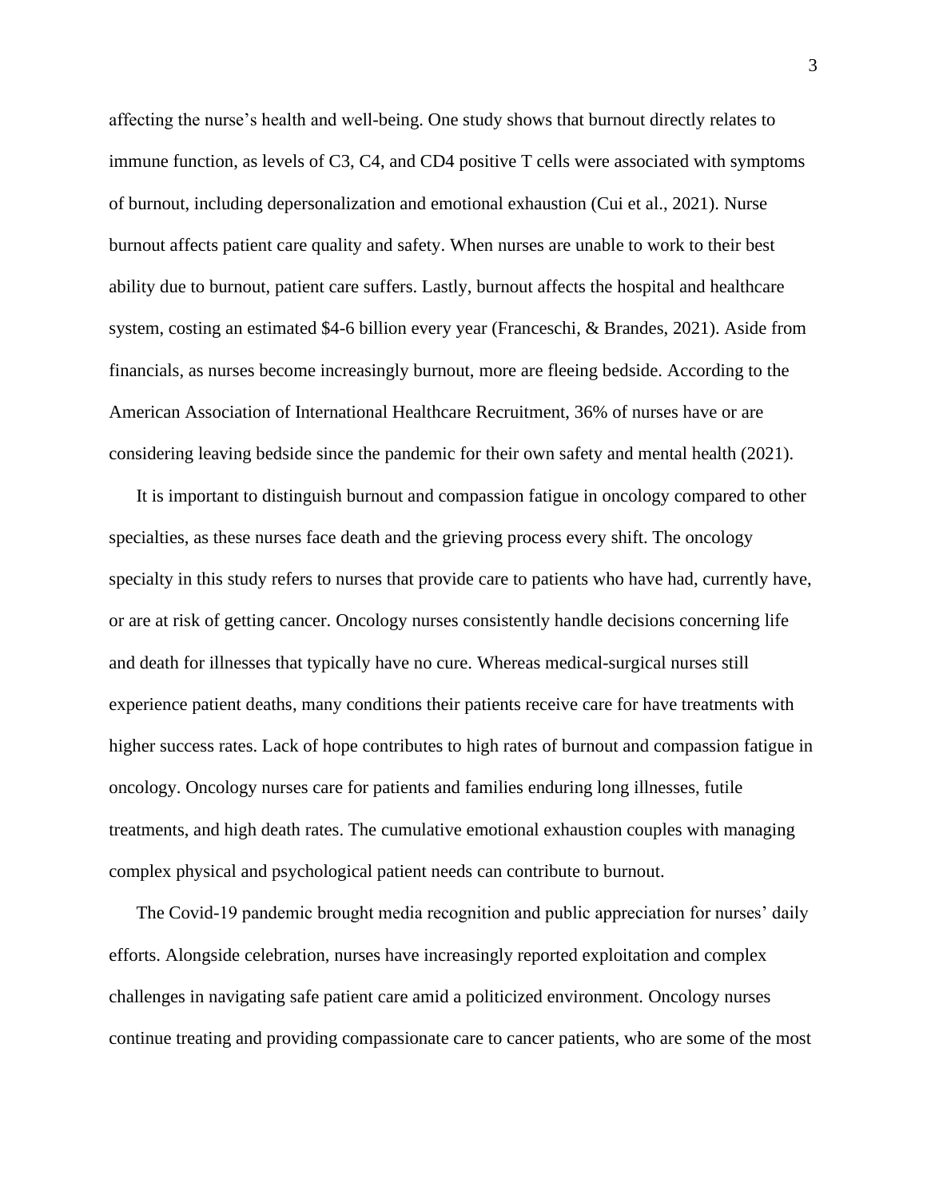affecting the nurse's health and well-being. One study shows that burnout directly relates to immune function, as levels of C3, C4, and CD4 positive T cells were associated with symptoms of burnout, including depersonalization and emotional exhaustion (Cui et al., 2021). Nurse burnout affects patient care quality and safety. When nurses are unable to work to their best ability due to burnout, patient care suffers. Lastly, burnout affects the hospital and healthcare system, costing an estimated $4-6 billion every year (Franceschi, & Brandes, 2021). Aside from financials, as nurses become increasingly burnout, more are fleeing bedside. According to the American Association of International Healthcare Recruitment, 36% of nurses have or are considering leaving bedside since the pandemic for their own safety and mental health (2021).

It is important to distinguish burnout and compassion fatigue in oncology compared to other specialties, as these nurses face death and the grieving process every shift. The oncology specialty in this study refers to nurses that provide care to patients who have had, currently have, or are at risk of getting cancer. Oncology nurses consistently handle decisions concerning life and death for illnesses that typically have no cure. Whereas medical-surgical nurses still experience patient deaths, many conditions their patients receive care for have treatments with higher success rates. Lack of hope contributes to high rates of burnout and compassion fatigue in oncology. Oncology nurses care for patients and families enduring long illnesses, futile treatments, and high death rates. The cumulative emotional exhaustion couples with managing complex physical and psychological patient needs can contribute to burnout.

The Covid-19 pandemic brought media recognition and public appreciation for nurses' daily efforts. Alongside celebration, nurses have increasingly reported exploitation and complex challenges in navigating safe patient care amid a politicized environment. Oncology nurses continue treating and providing compassionate care to cancer patients, who are some of the most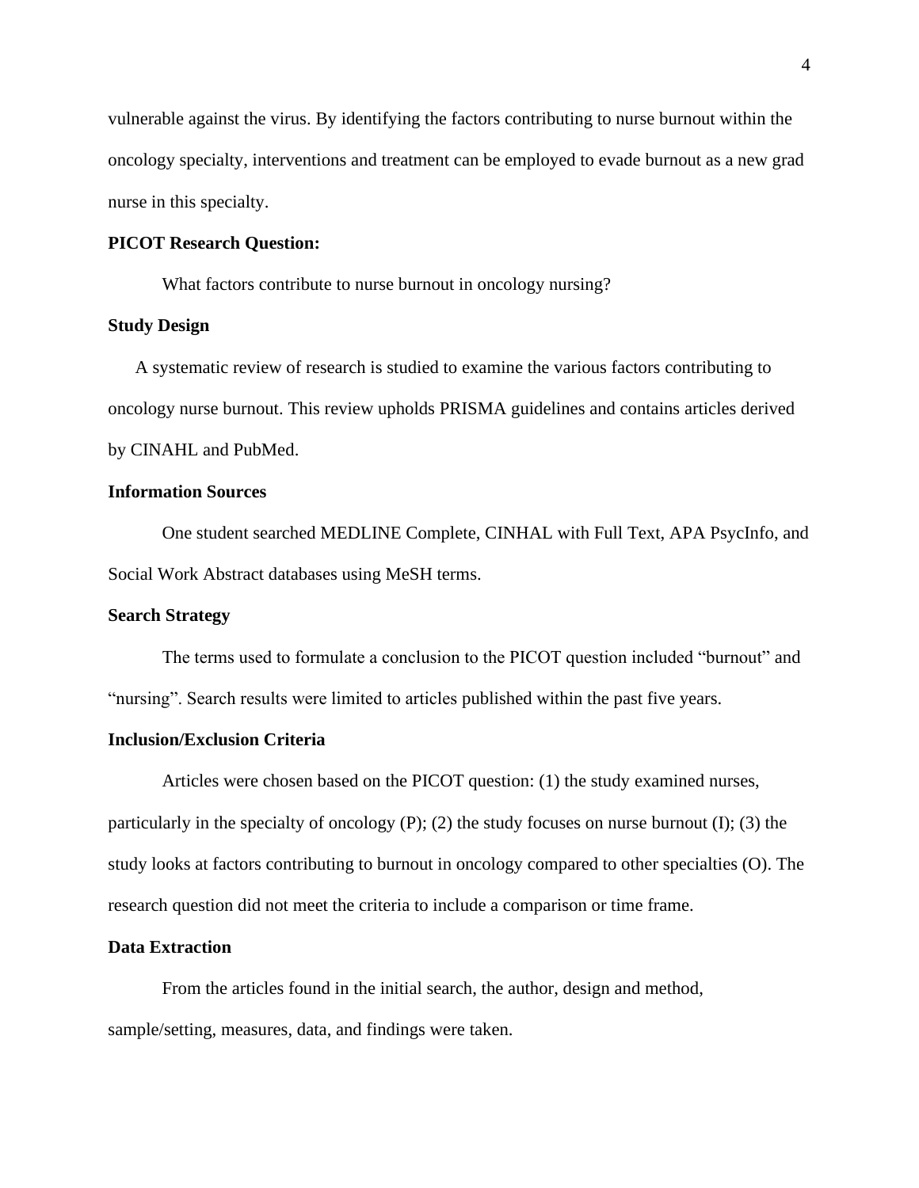vulnerable against the virus. By identifying the factors contributing to nurse burnout within the oncology specialty, interventions and treatment can be employed to evade burnout as a new grad nurse in this specialty.

**PICOT Research Question:**

What factors contribute to nurse burnout in oncology nursing?

**Study Design**

A systematic review of research is studied to examine the various factors contributing to oncology nurse burnout. This review upholds PRISMA guidelines and contains articles derived by CINAHL and PubMed.

**Information Sources**

One student searched MEDLINE Complete, CINHAL with Full Text, APA PsycInfo, and Social Work Abstract databases using MeSH terms.

**Search Strategy**

The terms used to formulate a conclusion to the PICOT question included "burnout" and "nursing". Search results were limited to articles published within the past five years.

**Inclusion/Exclusion Criteria**

Articles were chosen based on the PICOT question: (1) the study examined nurses, particularly in the specialty of oncology (P); (2) the study focuses on nurse burnout (I); (3) the study looks at factors contributing to burnout in oncology compared to other specialties (O). The research question did not meet the criteria to include a comparison or time frame.

**Data Extraction**

From the articles found in the initial search, the author, design and method, sample/setting, measures, data, and findings were taken.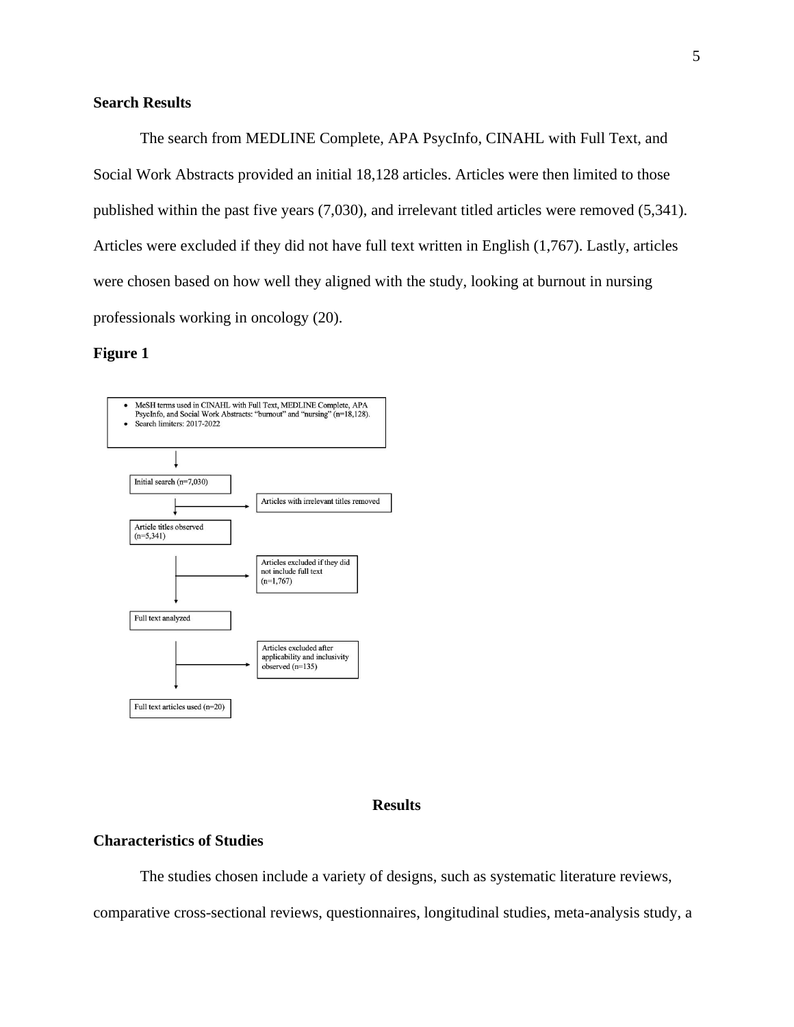**Search Results**

The search from MEDLINE Complete, APA PsycInfo, CINAHL with Full Text, and Social Work Abstracts provided an initial 18,128 articles. Articles were then limited to those published within the past five years (7,030), and irrelevant titled articles were removed (5,341). Articles were excluded if they did not have full text written in English (1,767). Lastly, articles were chosen based on how well they aligned with the study, looking at burnout in nursing professionals working in oncology (20).

**Figure 1**

- MeSH terms used in CINAHL with Full Text, MEDLINE Complete, APA PsycInfo, and Social Work Abstracts: "burnout" and "nursing" (n=18,128).
- Search limiters: 2017-2022

Initial search (n=7,030)

Articles with irrelevant titles removed

Article titles observed (n=5,341)

Articles excluded if they did not include full text (n=1,767)

Full text analyzed

Articles excluded after applicability and inclusivity observed (n=135)

Full text articles used (n=20)

## Results

**Characteristics of Studies**

The studies chosen include a variety of designs, such as systematic literature reviews, comparative cross-sectional reviews, questionnaires, longitudinal studies, meta-analysis study, a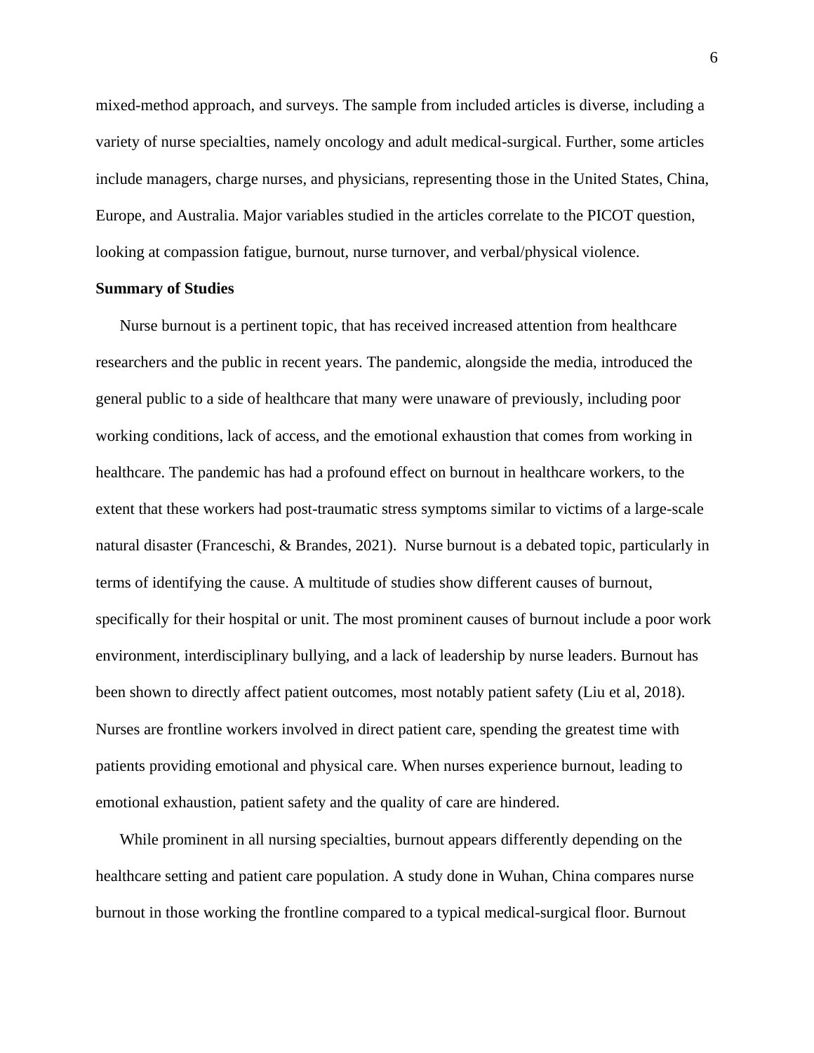mixed-method approach, and surveys. The sample from included articles is diverse, including a variety of nurse specialties, namely oncology and adult medical-surgical. Further, some articles include managers, charge nurses, and physicians, representing those in the United States, China, Europe, and Australia. Major variables studied in the articles correlate to the PICOT question, looking at compassion fatigue, burnout, nurse turnover, and verbal/physical violence.

**Summary of Studies**

Nurse burnout is a pertinent topic, that has received increased attention from healthcare researchers and the public in recent years. The pandemic, alongside the media, introduced the general public to a side of healthcare that many were unaware of previously, including poor working conditions, lack of access, and the emotional exhaustion that comes from working in healthcare. The pandemic has had a profound effect on burnout in healthcare workers, to the extent that these workers had post-traumatic stress symptoms similar to victims of a large-scale natural disaster (Franceschi, & Brandes, 2021). Nurse burnout is a debated topic, particularly in terms of identifying the cause. A multitude of studies show different causes of burnout, specifically for their hospital or unit. The most prominent causes of burnout include a poor work environment, interdisciplinary bullying, and a lack of leadership by nurse leaders. Burnout has been shown to directly affect patient outcomes, most notably patient safety (Liu et al, 2018). Nurses are frontline workers involved in direct patient care, spending the greatest time with patients providing emotional and physical care. When nurses experience burnout, leading to emotional exhaustion, patient safety and the quality of care are hindered.

While prominent in all nursing specialties, burnout appears differently depending on the healthcare setting and patient care population. A study done in Wuhan, China compares nurse burnout in those working the frontline compared to a typical medical-surgical floor. Burnout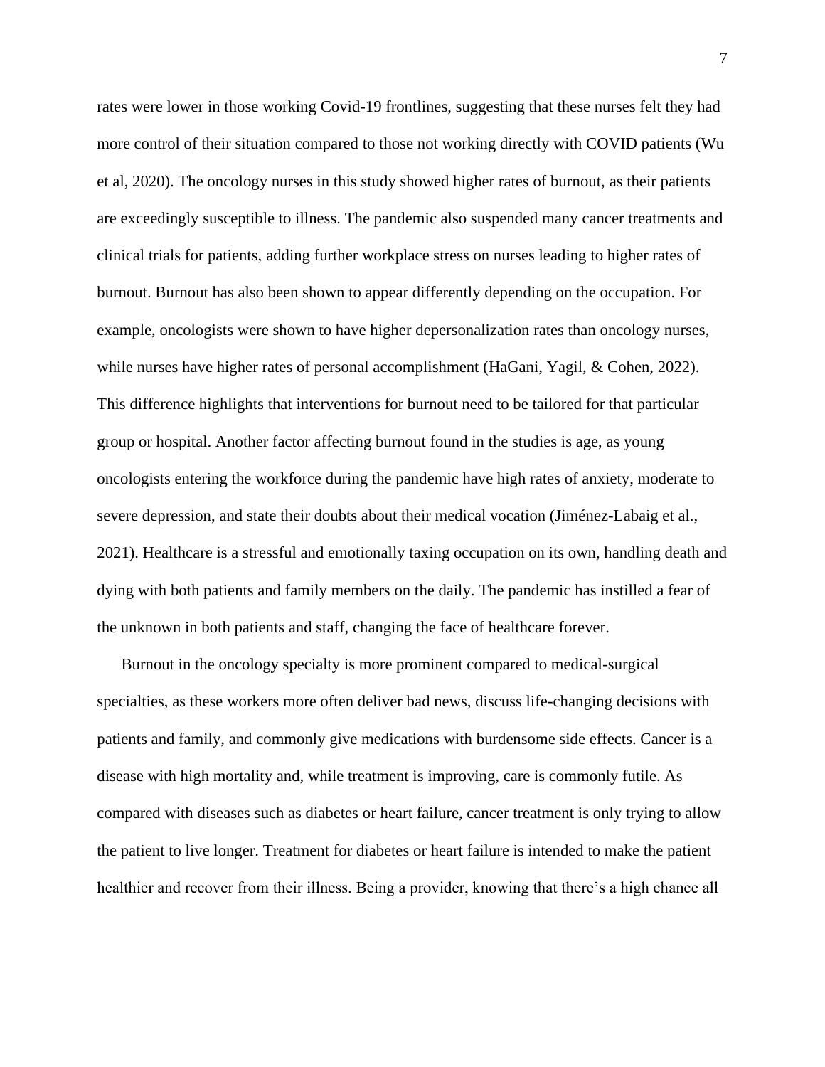rates were lower in those working Covid-19 frontlines, suggesting that these nurses felt they had more control of their situation compared to those not working directly with COVID patients (Wu et al, 2020). The oncology nurses in this study showed higher rates of burnout, as their patients are exceedingly susceptible to illness. The pandemic also suspended many cancer treatments and clinical trials for patients, adding further workplace stress on nurses leading to higher rates of burnout. Burnout has also been shown to appear differently depending on the occupation. For example, oncologists were shown to have higher depersonalization rates than oncology nurses, while nurses have higher rates of personal accomplishment (HaGani, Yagil, & Cohen, 2022). This difference highlights that interventions for burnout need to be tailored for that particular group or hospital. Another factor affecting burnout found in the studies is age, as young oncologists entering the workforce during the pandemic have high rates of anxiety, moderate to severe depression, and state their doubts about their medical vocation (Jiménez-Labaig et al., 2021). Healthcare is a stressful and emotionally taxing occupation on its own, handling death and dying with both patients and family members on the daily. The pandemic has instilled a fear of the unknown in both patients and staff, changing the face of healthcare forever.

Burnout in the oncology specialty is more prominent compared to medical-surgical specialties, as these workers more often deliver bad news, discuss life-changing decisions with patients and family, and commonly give medications with burdensome side effects. Cancer is a disease with high mortality and, while treatment is improving, care is commonly futile. As compared with diseases such as diabetes or heart failure, cancer treatment is only trying to allow the patient to live longer. Treatment for diabetes or heart failure is intended to make the patient healthier and recover from their illness. Being a provider, knowing that there's a high chance all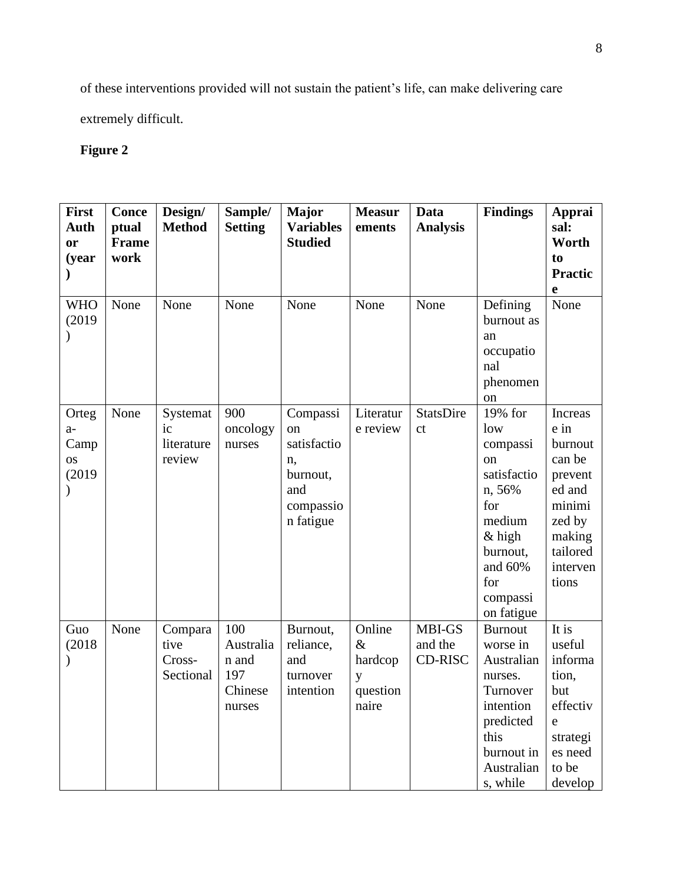of these interventions provided will not sustain the patient's life, can make delivering care extremely difficult.

**Figure 2**

| First Author (year) | Conceptual Framework | Design/ Method | Sample/ Setting | Major Variables Studied | Measurements | Data Analysis | Findings | Appraisal: Worth to Practice |
|---|---|---|---|---|---|---|---|---|
| WHO (2019) | None | None | None | None | None | None | Defining burnout as an occupational phenomenon | None |
| Ortega-Campos (2019) | None | Systematic literature review | 900 oncology nurses | Compassion satisfaction, burnout, and compassion fatigue | Literature review | StatsDirect | 19% for low compassion satisfaction, 56% for medium & high burnout, and 60% for compassion fatigue | Increase in burnout can be prevented and minimized by making tailored interventions |
| Guo (2018) | None | Comparative Cross-Sectional | 100 Australian and 197 Chinese nurses | Burnout, reliance, and turnover intention | Online & hardcopy questionnaire | MBI-GS and the CD-RISC | Burnout worse in Australian nurses. Turnover intention predicted this burnout in Australians, while | It is useful information, but effective strategies need to be develop |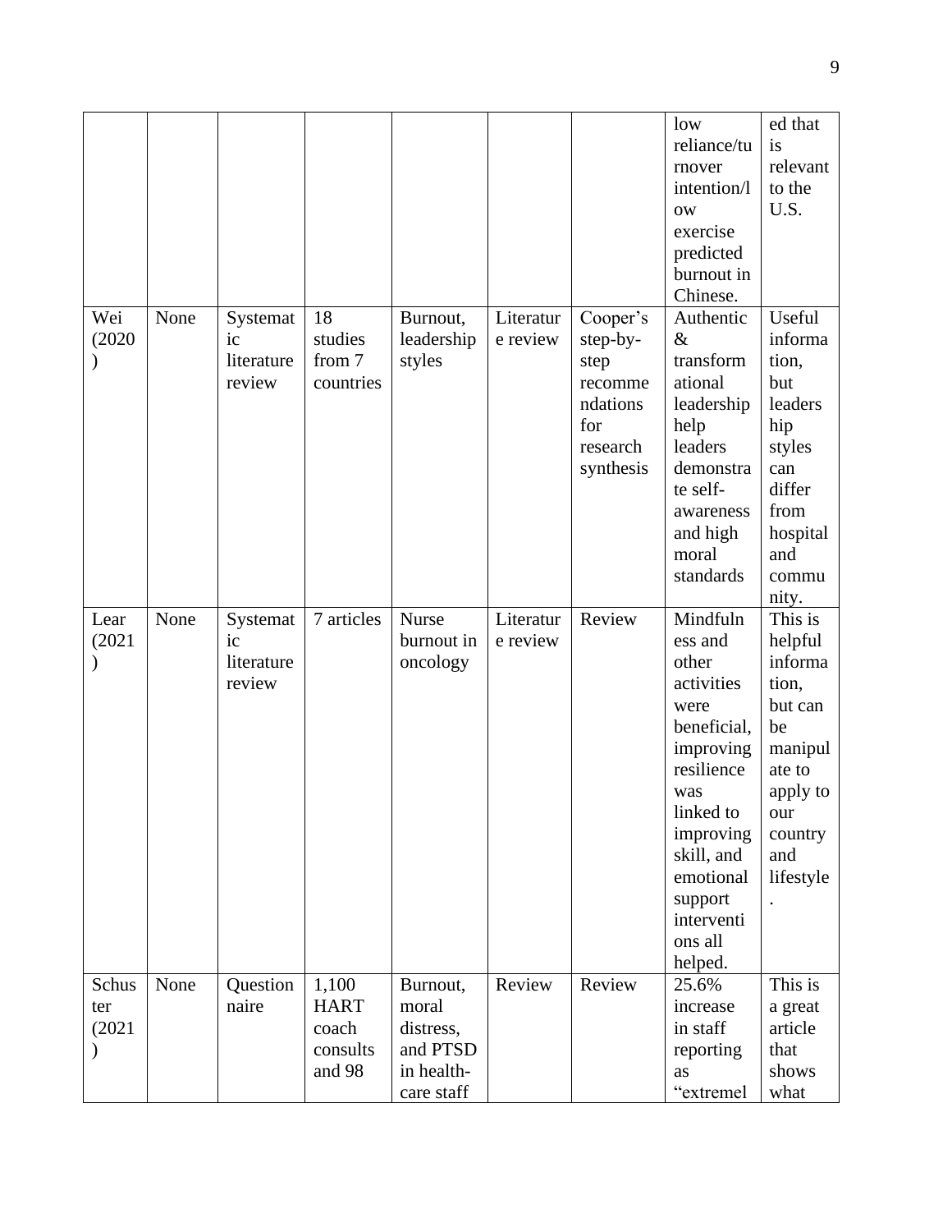| | | | | | | | | |
|---|---|---|---|---|---|---|---|---|
| | | | | | | | low reliance/turnover intention/low exercise predicted burnout in Chinese. | ed that is relevant to the U.S. |
| Wei (2020) | None | Systematic literature review | 18 studies from 7 countries | Burnout, leadership styles | Literature review | Cooper's step-by-step recommendations for research synthesis | Authentic & transformational leadership help leaders demonstrate self-awareness and high moral standards | Useful information, but leadership styles can differ from hospital and community. |
| Lear (2021) | None | Systematic literature review | 7 articles | Nurse burnout in oncology | Literature review | Review | Mindfulness and other activities were beneficial, improving resilience was linked to improving skill, and emotional support interventions all helped. | This is helpful information, but can be manipulate to apply to our country and lifestyle. |
| Schuster (2021) | None | Questionnaire | 1,100 HART coach consults and 98 | Burnout, moral distress, and PTSD in health-care staff | Review | Review | 25.6% increase in staff reporting as "extremel | This is a great article that shows what |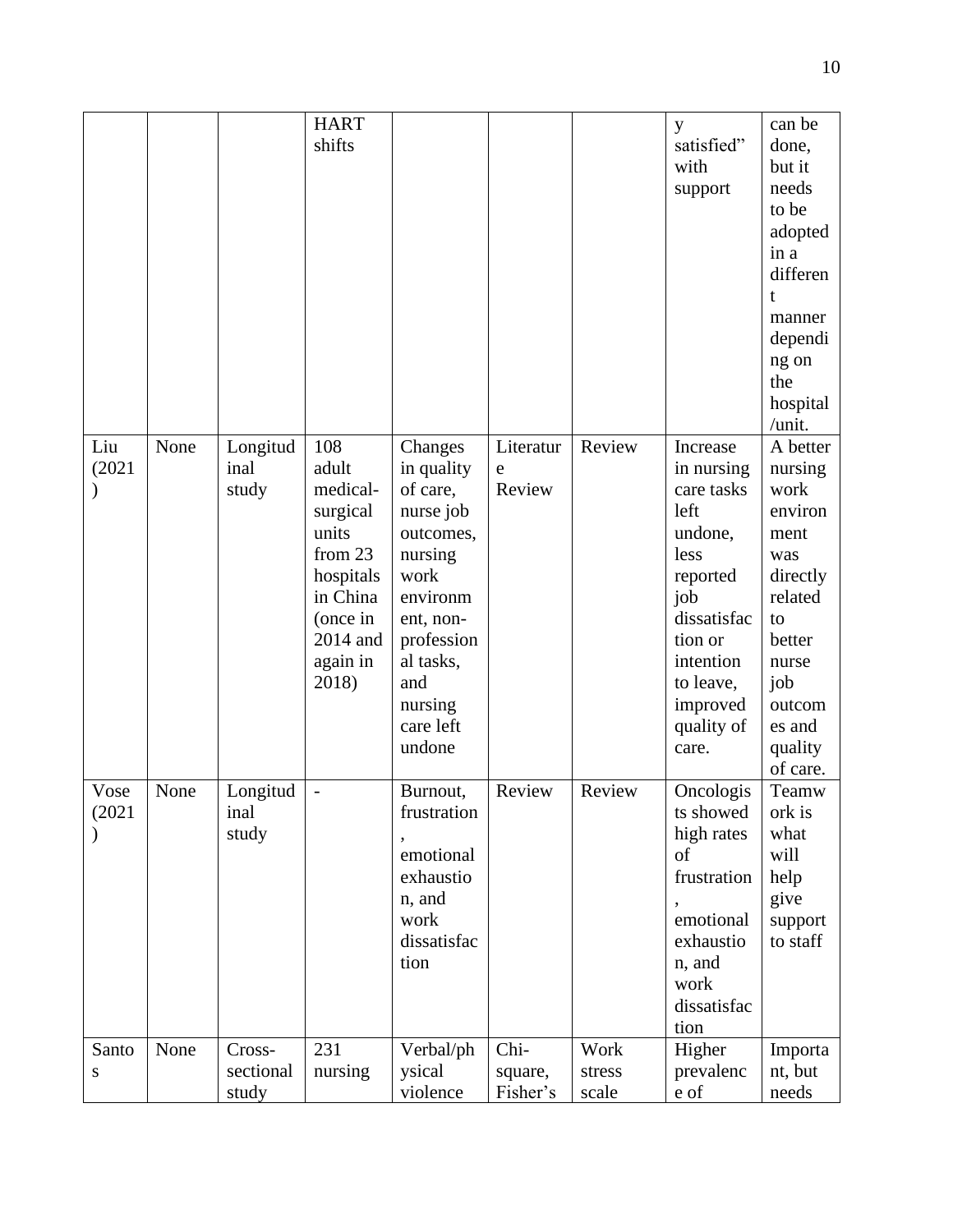| | | | HART shifts | | | | y satisfied" with support | can be done, but it needs to be adopted in a different manner depending on the hospital /unit. |
|---|---|---|---|---|---|---|---|---|
| Liu (2021) | None | Longitudinal study | 108 adult medical-surgical units from 23 hospitals in China (once in 2014 and again in 2018) | Changes in quality of care, nurse job outcomes, nursing work environment, non-professional tasks, and nursing care left undone | Literature Review | Review | Increase in nursing care tasks left undone, less reported job dissatisfaction or intention to leave, improved quality of care. | A better nursing work environment was directly related to better nurse job outcomes and quality of care. |
| Vose (2021) | None | Longitudinal study | - | Burnout, frustration, emotional exhaustion, and work dissatisfaction | Review | Review | Oncologists showed high rates of frustration, emotional exhaustion, and work dissatisfaction | Teamwork is what will help give support to staff |
| Santos | None | Cross-sectional study | 231 nursing | Verbal/physical violence | Chi-square, Fisher's | Work stress scale | Higher prevalence of | Important, but needs |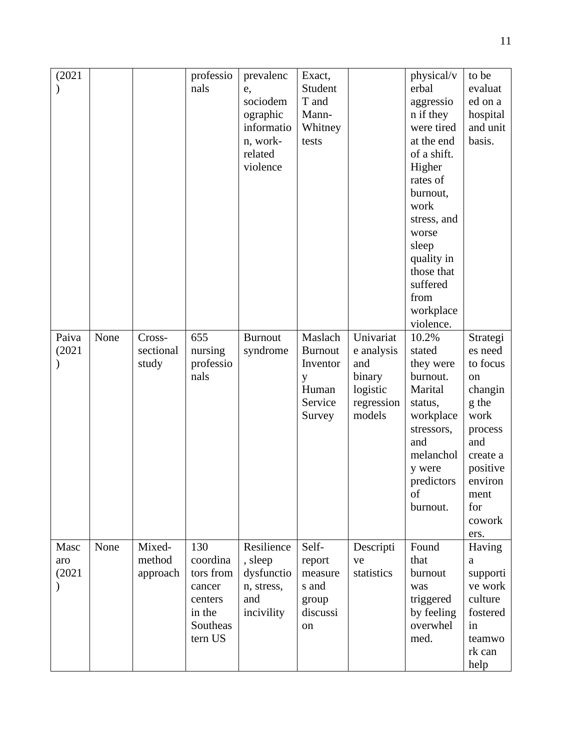| (2021) | | | professionals | prevalence, sociodemographic information, work-related violence | Exact, Student T and Mann-Whitney tests | | physical/verbal aggression if they were tired at the end of a shift. Higher rates of burnout, work stress, and worse sleep quality in those that suffered from workplace violence. | to be evaluated on a hospital and unit basis. |
|---|---|---|---|---|---|---|---|---|
| Paiva (2021) | None | Cross-sectional study | 655 nursing professionals | Burnout syndrome | Maslach Burnout Inventory Human Service Survey | Univariate analysis and binary logistic regression models | 10.2% stated they were burnout. Marital status, workplace stressors, and melancholy were predictors of burnout. | Strategies need to focus on changing the work process and create a positive environment for coworkers. |
| Mascaro (2021) | None | Mixed-method approach | 130 coordinators from cancer centers in the Southeastern US | Resilience, sleep dysfunction, stress, and incivility | Self-report measures and group discussion | Descriptive statistics | Found that burnout was triggered by feeling overwhelmed. | Having a supportive work culture fostered in teamwork can help |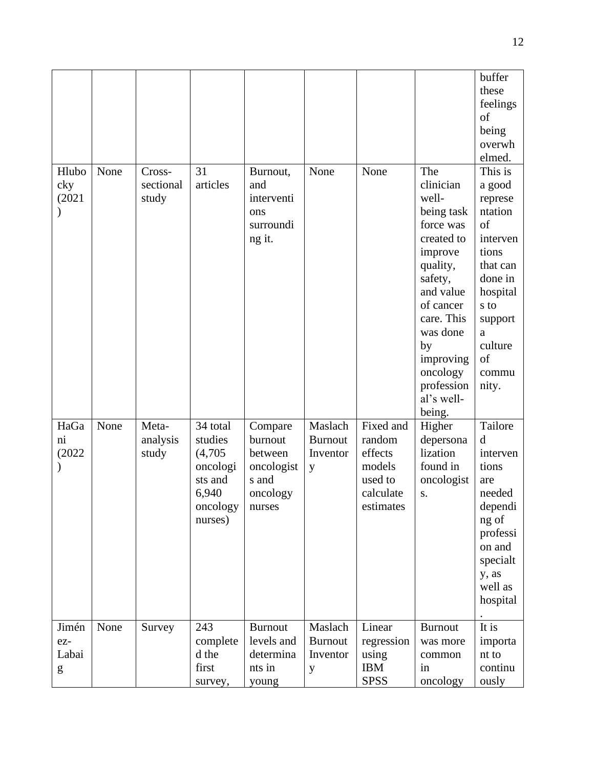| | | | | | | | | buffer these feelings of being overwhelmed. |
|---|---|---|---|---|---|---|---|---|
| Hlubocky (2021) | None | Cross-sectional study | 31 articles | Burnout, and interventions surrounding it. | None | None | The clinician well-being task force was created to improve quality, safety, and value of cancer care. This was done by improving oncology professional's well-being. | This is a good representation of interventions that can done in hospitals to support a culture of community. |
| HaGani (2022) | None | Meta-analysis study | 34 total studies (4,705 oncologists and 6,940 oncology nurses) | Compare burnout between oncologists and oncology nurses | Maslach Burnout Inventory | Fixed and random effects models used to calculate estimates | Higher depersonalization found in oncologists. | Tailored interventions are needed depending of profession and specialty, as well as hospital. |
| Jiménez-Labaig | None | Survey | 243 completed the first survey, | Burnout levels and determinants in young | Maslach Burnout Inventory | Linear regression using IBM SPSS | Burnout was more common in oncology | It is important to continuously |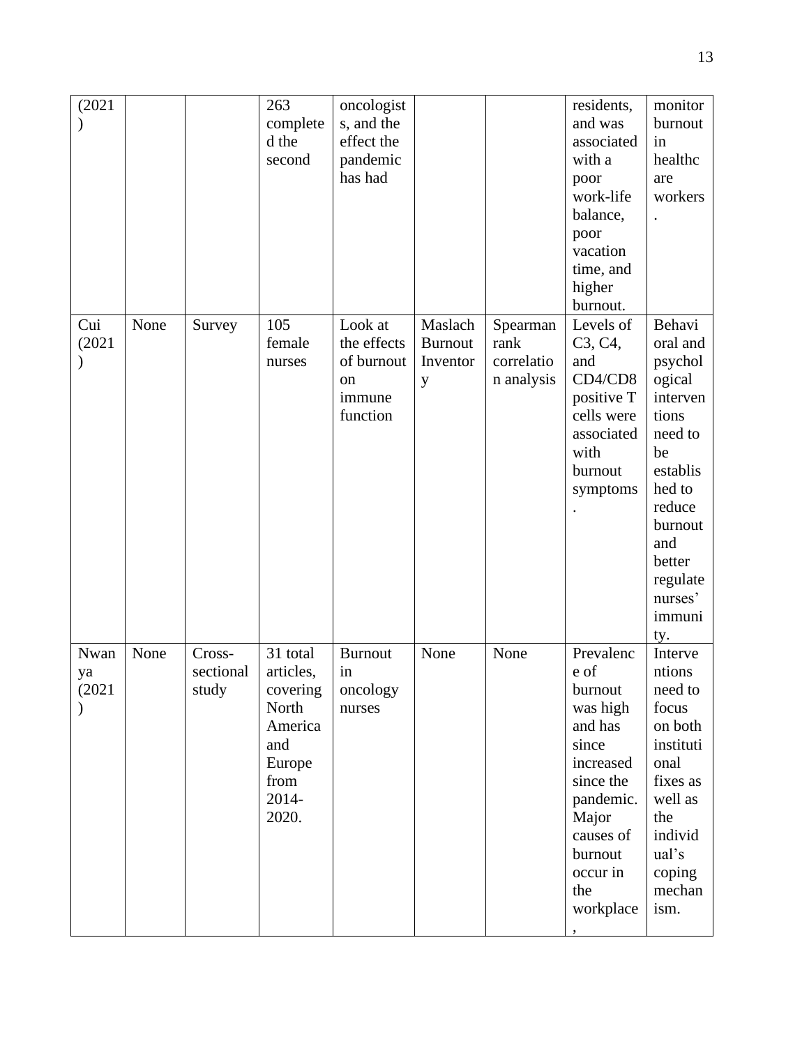| (2021) | | | 263 completed the second | oncologists, and the effect the pandemic has had | | | residents, and was associated with a poor work-life balance, poor vacation time, and higher burnout. | monitor burnout in healthcare workers. |
|---|---|---|---|---|---|---|---|---|
| Cui (2021) | None | Survey | 105 female nurses | Look at the effects of burnout on immune function | Maslach Burnout Inventory | Spearman rank correlation analysis | Levels of C3, C4, and CD4/CD8 positive T cells were associated with burnout symptoms. | Behavioral and psychological interventions need to be established to reduce burnout and better regulate nurses' immunity. |
| Nwanya (2021) | None | Cross-sectional study | 31 total articles, covering North America and Europe from 2014-2020. | Burnout in oncology nurses | None | None | Prevalence of burnout was high and has since increased since the pandemic. Major causes of burnout occur in the workplace, | Interventions need to focus on both institutional fixes as well as the individual's coping mechanism. |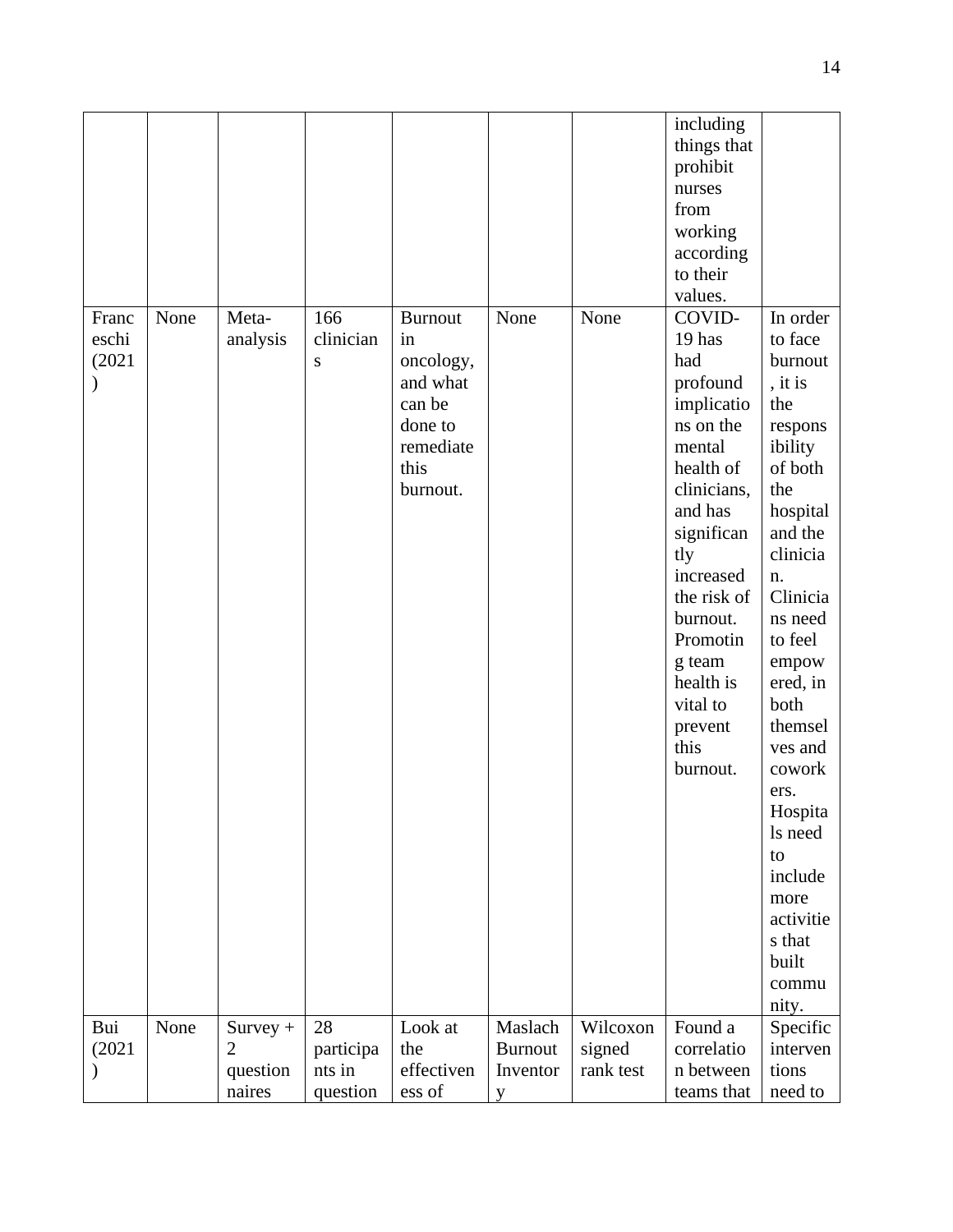| | | | | | | | | |
|---|---|---|---|---|---|---|---|---|
| ) | | | | | | | including things that prohibit nurses from working according to their values. | |
| Franceschi (2021) | None | Meta-analysis | 166 clinicians | Burnout in oncology, and what can be done to remediate this burnout. | None | None | COVID-19 has had profound implications on the mental health of clinicians, and has significantly increased the risk of burnout. Promoting team health is vital to prevent this burnout. | In order to face burnout, it is the responsibility of both the hospital and the clinician. Clinicians need to feel empowered, in both themselves and coworkers. Hospitals need to include more activities that built community. |
| Bui (2021) | None | Survey + 2 questionnaires | 28 participants in question | Look at the effectiveness of | Maslach Burnout Inventory | Wilcoxon signed rank test | Found a correlation between teams that | Specific interventions need to |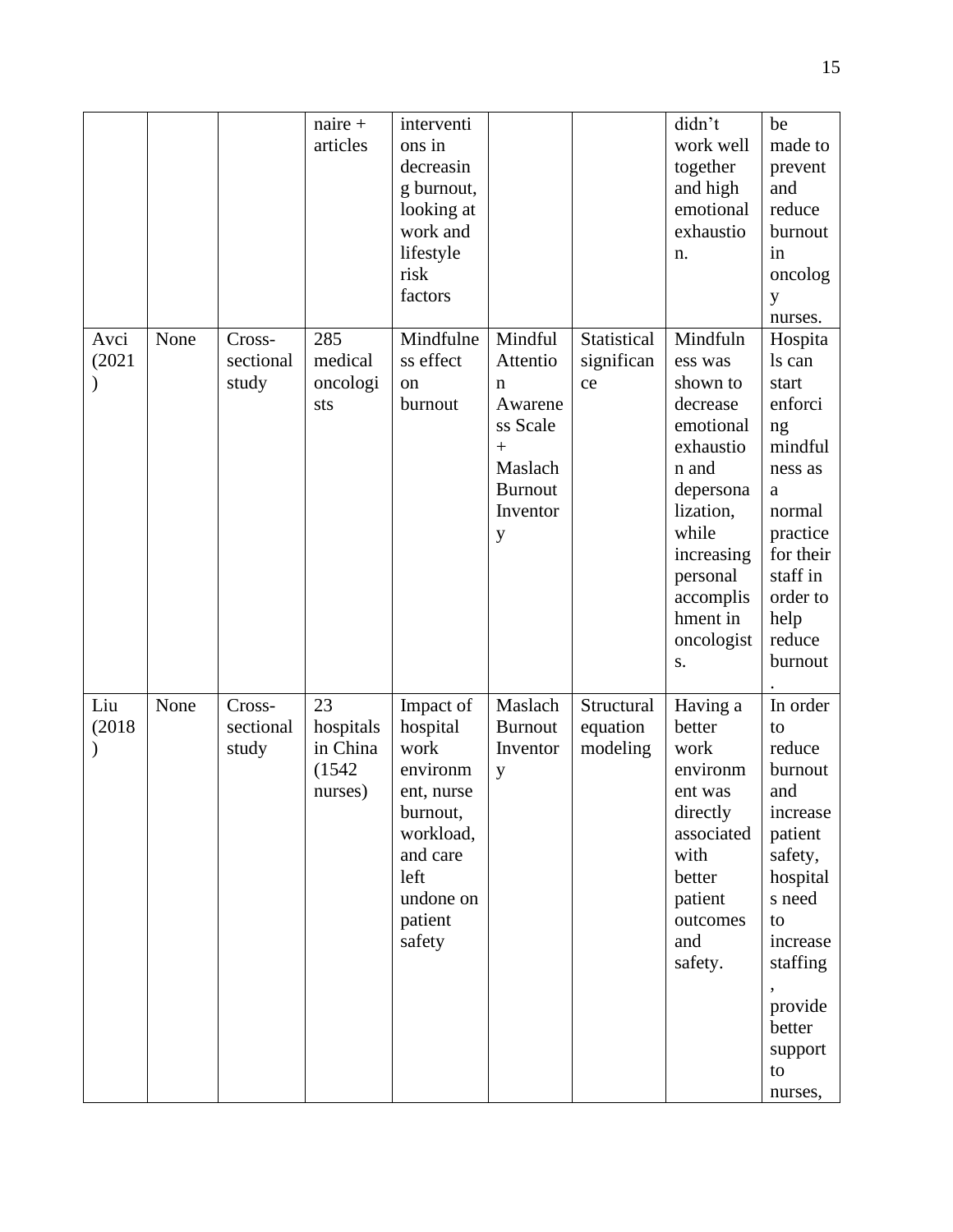| | | | naire + articles | interventions in decreasing burnout, looking at work and lifestyle risk factors | | | didn't work well together and high emotional exhaustion. | be made to prevent and reduce burnout in oncology nurses. |
|---|---|---|---|---|---|---|---|---|
| Avci (2021) | None | Cross-sectional study | 285 medical oncologists | Mindfulness effect on burnout | Mindful Attention Awareness Scale + Maslach Burnout Inventory | Statistical significance | Mindfulness was shown to decrease emotional exhaustion and depersonalization, while increasing personal accomplishment in oncologists. | Hospitals can start enforcing mindfulness as a normal practice for their staff in order to help reduce burnout. |
| Liu (2018) | None | Cross-sectional study | 23 hospitals in China (1542 nurses) | Impact of hospital work environment, nurse burnout, workload, and care left undone on patient safety | Maslach Burnout Inventory | Structural equation modeling | Having a better work environment was directly associated with better patient outcomes and safety. | In order to reduce burnout and increase patient safety, hospitals need to increase staffing, provide better support to nurses, |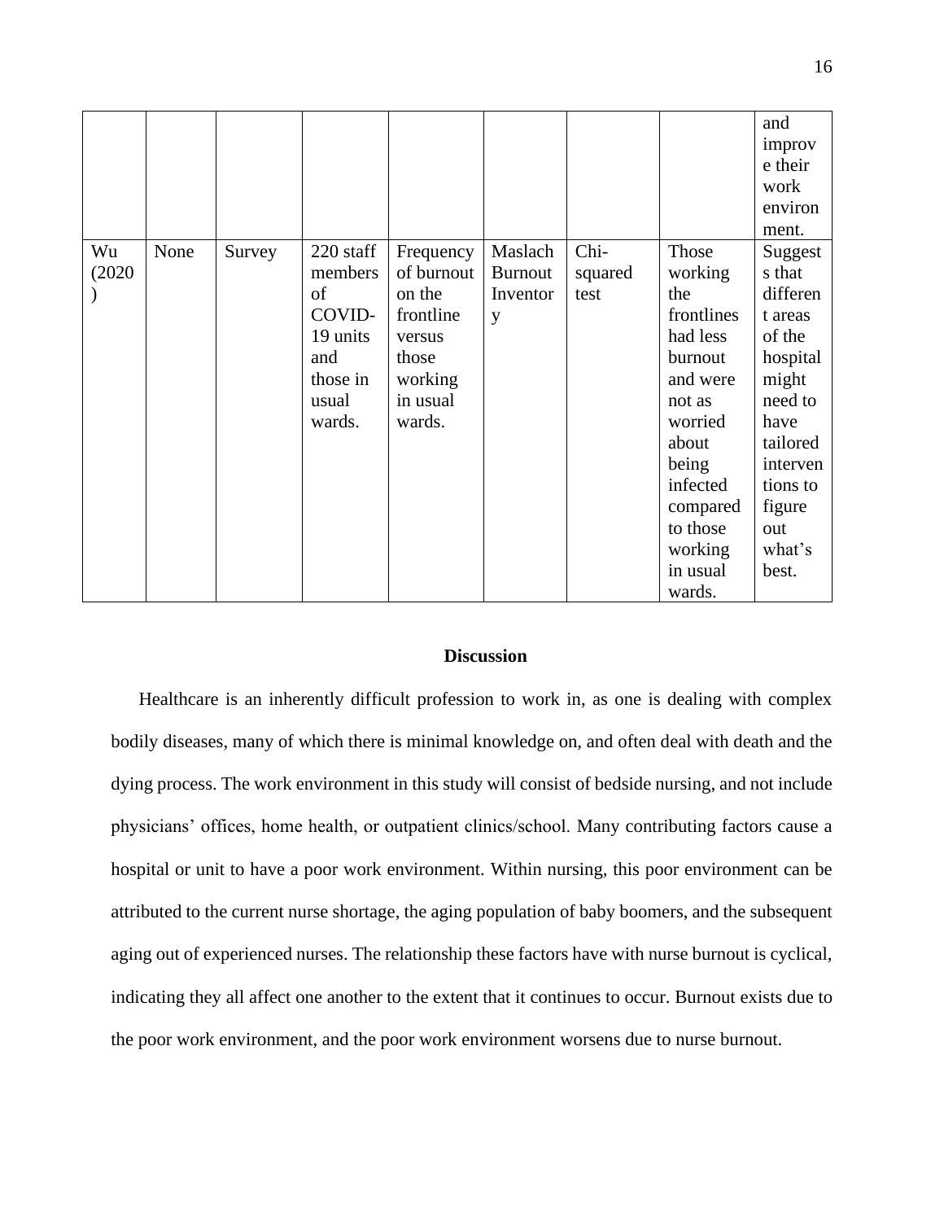| | | | | | | | | and improve their work environment. |
|---|---|---|---|---|---|---|---|---|
| Wu (2020) | None | Survey | 220 staff members of COVID-19 units and those in usual wards. | Frequency of burnout on the frontline versus those working in usual wards. | Maslach Burnout Inventory | Chi-squared test | Those working the frontlines had less burnout and were not as worried about being infected compared to those working in usual wards. | Suggests that different areas of the hospital might need to have tailored interventions to figure out what's best. |

## Discussion

Healthcare is an inherently difficult profession to work in, as one is dealing with complex bodily diseases, many of which there is minimal knowledge on, and often deal with death and the dying process. The work environment in this study will consist of bedside nursing, and not include physicians' offices, home health, or outpatient clinics/school. Many contributing factors cause a hospital or unit to have a poor work environment. Within nursing, this poor environment can be attributed to the current nurse shortage, the aging population of baby boomers, and the subsequent aging out of experienced nurses. The relationship these factors have with nurse burnout is cyclical, indicating they all affect one another to the extent that it continues to occur. Burnout exists due to the poor work environment, and the poor work environment worsens due to nurse burnout.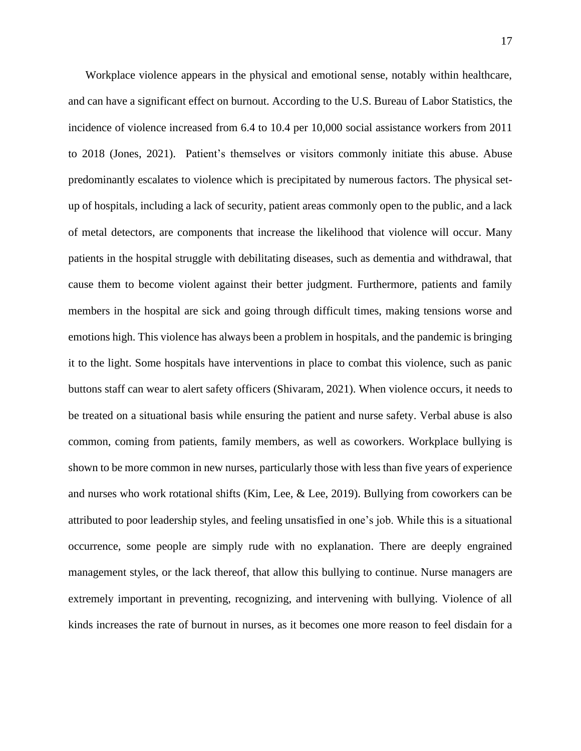Workplace violence appears in the physical and emotional sense, notably within healthcare, and can have a significant effect on burnout. According to the U.S. Bureau of Labor Statistics, the incidence of violence increased from 6.4 to 10.4 per 10,000 social assistance workers from 2011 to 2018 (Jones, 2021). Patient's themselves or visitors commonly initiate this abuse. Abuse predominantly escalates to violence which is precipitated by numerous factors. The physical set-up of hospitals, including a lack of security, patient areas commonly open to the public, and a lack of metal detectors, are components that increase the likelihood that violence will occur. Many patients in the hospital struggle with debilitating diseases, such as dementia and withdrawal, that cause them to become violent against their better judgment. Furthermore, patients and family members in the hospital are sick and going through difficult times, making tensions worse and emotions high. This violence has always been a problem in hospitals, and the pandemic is bringing it to the light. Some hospitals have interventions in place to combat this violence, such as panic buttons staff can wear to alert safety officers (Shivaram, 2021). When violence occurs, it needs to be treated on a situational basis while ensuring the patient and nurse safety. Verbal abuse is also common, coming from patients, family members, as well as coworkers. Workplace bullying is shown to be more common in new nurses, particularly those with less than five years of experience and nurses who work rotational shifts (Kim, Lee, & Lee, 2019). Bullying from coworkers can be attributed to poor leadership styles, and feeling unsatisfied in one's job. While this is a situational occurrence, some people are simply rude with no explanation. There are deeply engrained management styles, or the lack thereof, that allow this bullying to continue. Nurse managers are extremely important in preventing, recognizing, and intervening with bullying. Violence of all kinds increases the rate of burnout in nurses, as it becomes one more reason to feel disdain for a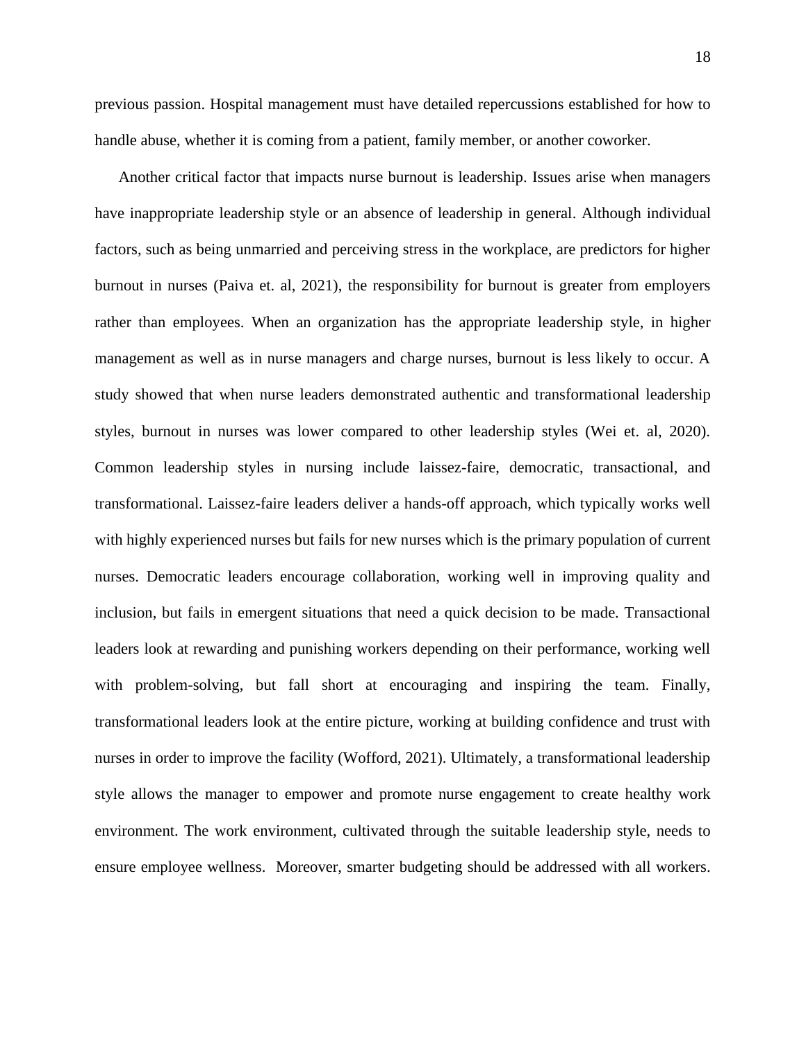previous passion. Hospital management must have detailed repercussions established for how to handle abuse, whether it is coming from a patient, family member, or another coworker.

Another critical factor that impacts nurse burnout is leadership. Issues arise when managers have inappropriate leadership style or an absence of leadership in general. Although individual factors, such as being unmarried and perceiving stress in the workplace, are predictors for higher burnout in nurses (Paiva et. al, 2021), the responsibility for burnout is greater from employers rather than employees. When an organization has the appropriate leadership style, in higher management as well as in nurse managers and charge nurses, burnout is less likely to occur. A study showed that when nurse leaders demonstrated authentic and transformational leadership styles, burnout in nurses was lower compared to other leadership styles (Wei et. al, 2020). Common leadership styles in nursing include laissez-faire, democratic, transactional, and transformational. Laissez-faire leaders deliver a hands-off approach, which typically works well with highly experienced nurses but fails for new nurses which is the primary population of current nurses. Democratic leaders encourage collaboration, working well in improving quality and inclusion, but fails in emergent situations that need a quick decision to be made. Transactional leaders look at rewarding and punishing workers depending on their performance, working well with problem-solving, but fall short at encouraging and inspiring the team. Finally, transformational leaders look at the entire picture, working at building confidence and trust with nurses in order to improve the facility (Wofford, 2021). Ultimately, a transformational leadership style allows the manager to empower and promote nurse engagement to create healthy work environment. The work environment, cultivated through the suitable leadership style, needs to ensure employee wellness. Moreover, smarter budgeting should be addressed with all workers.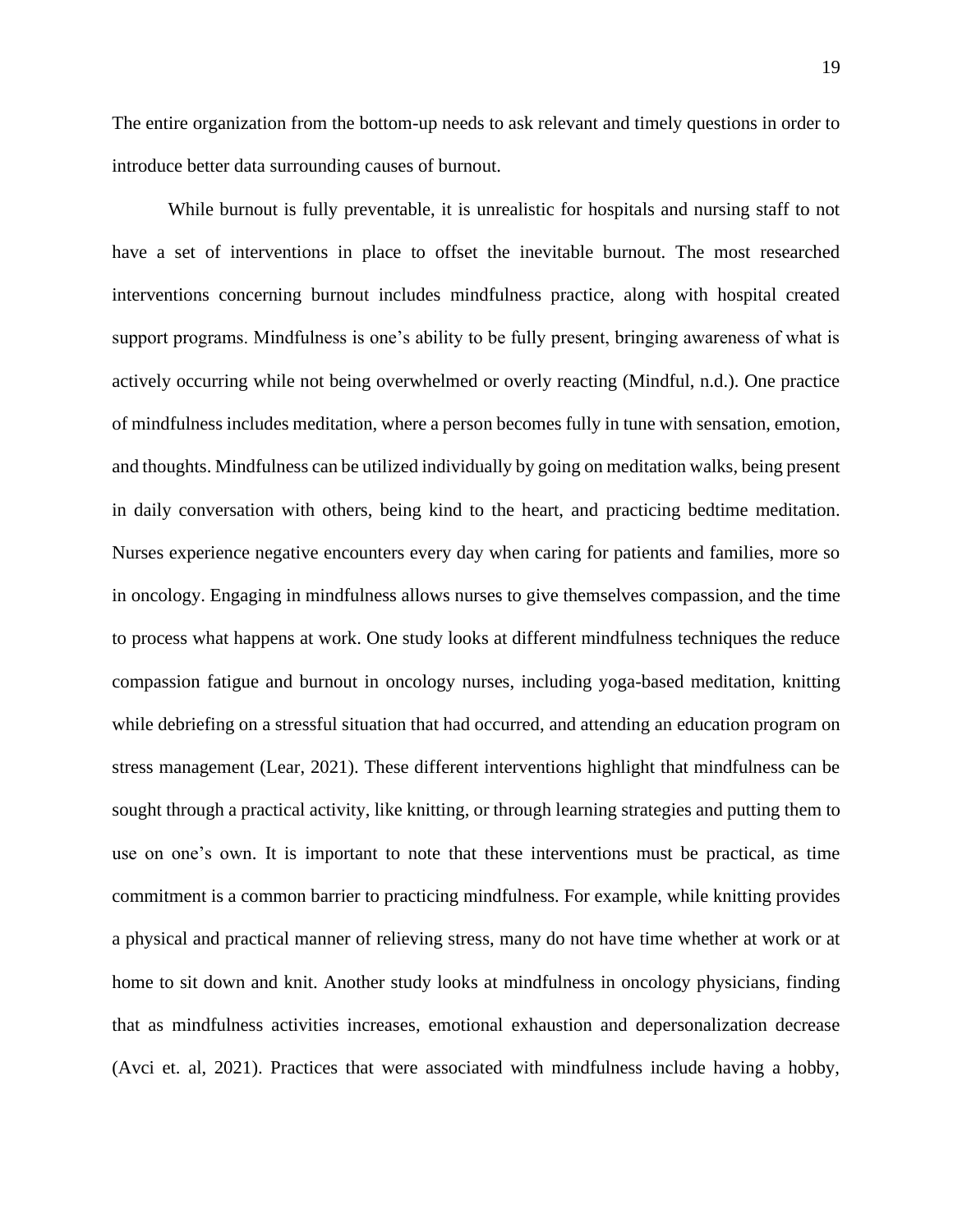The entire organization from the bottom-up needs to ask relevant and timely questions in order to introduce better data surrounding causes of burnout.

While burnout is fully preventable, it is unrealistic for hospitals and nursing staff to not have a set of interventions in place to offset the inevitable burnout. The most researched interventions concerning burnout includes mindfulness practice, along with hospital created support programs. Mindfulness is one's ability to be fully present, bringing awareness of what is actively occurring while not being overwhelmed or overly reacting (Mindful, n.d.). One practice of mindfulness includes meditation, where a person becomes fully in tune with sensation, emotion, and thoughts. Mindfulness can be utilized individually by going on meditation walks, being present in daily conversation with others, being kind to the heart, and practicing bedtime meditation. Nurses experience negative encounters every day when caring for patients and families, more so in oncology. Engaging in mindfulness allows nurses to give themselves compassion, and the time to process what happens at work. One study looks at different mindfulness techniques the reduce compassion fatigue and burnout in oncology nurses, including yoga-based meditation, knitting while debriefing on a stressful situation that had occurred, and attending an education program on stress management (Lear, 2021). These different interventions highlight that mindfulness can be sought through a practical activity, like knitting, or through learning strategies and putting them to use on one's own. It is important to note that these interventions must be practical, as time commitment is a common barrier to practicing mindfulness. For example, while knitting provides a physical and practical manner of relieving stress, many do not have time whether at work or at home to sit down and knit. Another study looks at mindfulness in oncology physicians, finding that as mindfulness activities increases, emotional exhaustion and depersonalization decrease (Avci et. al, 2021). Practices that were associated with mindfulness include having a hobby,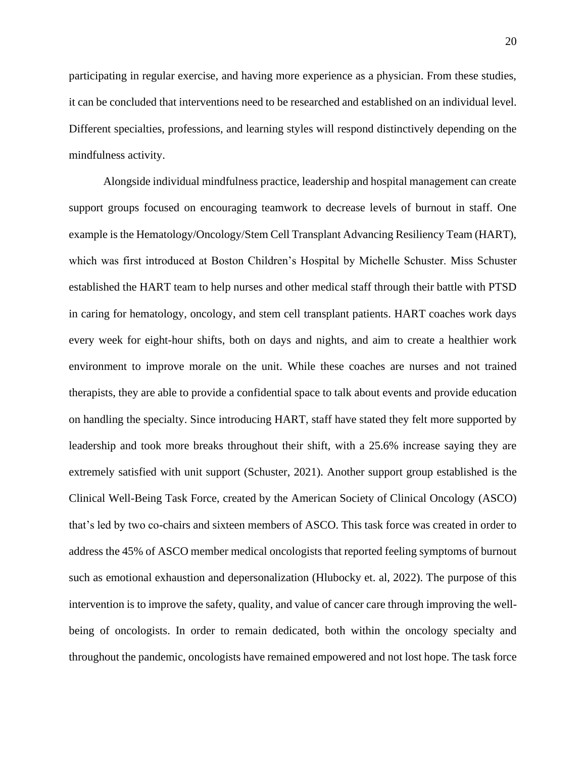participating in regular exercise, and having more experience as a physician. From these studies, it can be concluded that interventions need to be researched and established on an individual level. Different specialties, professions, and learning styles will respond distinctively depending on the mindfulness activity.

Alongside individual mindfulness practice, leadership and hospital management can create support groups focused on encouraging teamwork to decrease levels of burnout in staff. One example is the Hematology/Oncology/Stem Cell Transplant Advancing Resiliency Team (HART), which was first introduced at Boston Children's Hospital by Michelle Schuster. Miss Schuster established the HART team to help nurses and other medical staff through their battle with PTSD in caring for hematology, oncology, and stem cell transplant patients. HART coaches work days every week for eight-hour shifts, both on days and nights, and aim to create a healthier work environment to improve morale on the unit. While these coaches are nurses and not trained therapists, they are able to provide a confidential space to talk about events and provide education on handling the specialty. Since introducing HART, staff have stated they felt more supported by leadership and took more breaks throughout their shift, with a 25.6% increase saying they are extremely satisfied with unit support (Schuster, 2021). Another support group established is the Clinical Well-Being Task Force, created by the American Society of Clinical Oncology (ASCO) that's led by two co-chairs and sixteen members of ASCO. This task force was created in order to address the 45% of ASCO member medical oncologists that reported feeling symptoms of burnout such as emotional exhaustion and depersonalization (Hlubocky et. al, 2022). The purpose of this intervention is to improve the safety, quality, and value of cancer care through improving the well-being of oncologists. In order to remain dedicated, both within the oncology specialty and throughout the pandemic, oncologists have remained empowered and not lost hope. The task force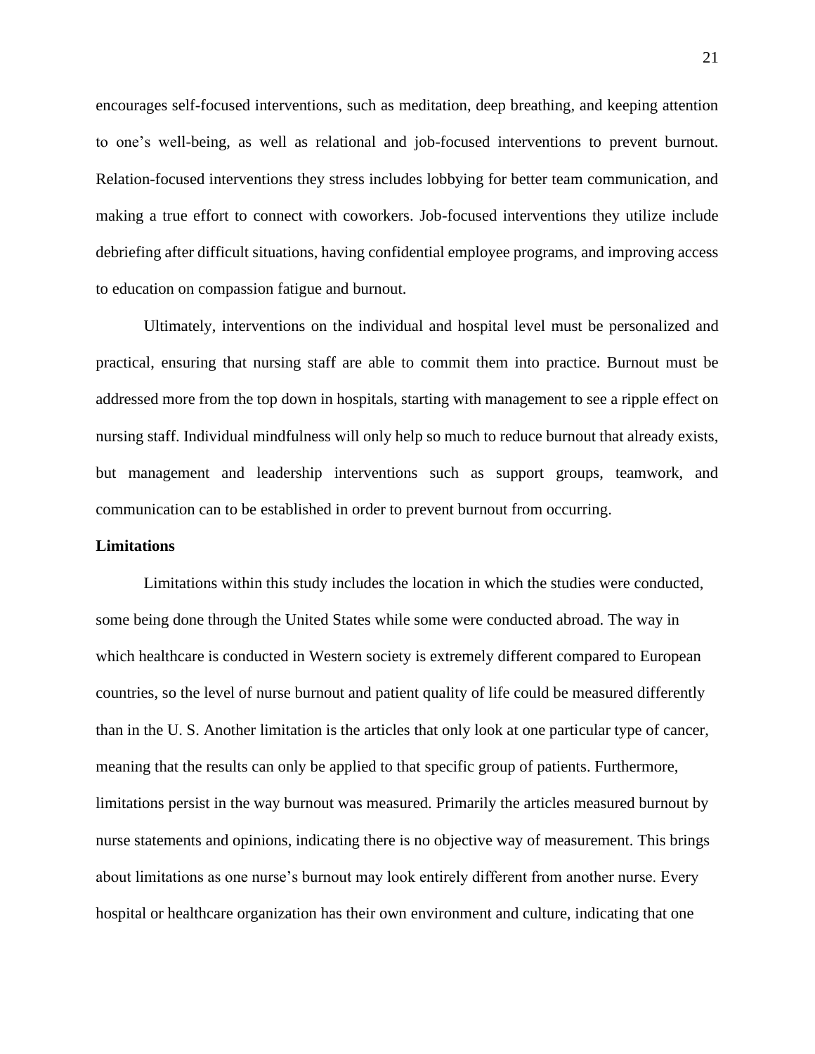encourages self-focused interventions, such as meditation, deep breathing, and keeping attention to one's well-being, as well as relational and job-focused interventions to prevent burnout. Relation-focused interventions they stress includes lobbying for better team communication, and making a true effort to connect with coworkers. Job-focused interventions they utilize include debriefing after difficult situations, having confidential employee programs, and improving access to education on compassion fatigue and burnout.

Ultimately, interventions on the individual and hospital level must be personalized and practical, ensuring that nursing staff are able to commit them into practice. Burnout must be addressed more from the top down in hospitals, starting with management to see a ripple effect on nursing staff. Individual mindfulness will only help so much to reduce burnout that already exists, but management and leadership interventions such as support groups, teamwork, and communication can to be established in order to prevent burnout from occurring.

**Limitations**

Limitations within this study includes the location in which the studies were conducted, some being done through the United States while some were conducted abroad. The way in which healthcare is conducted in Western society is extremely different compared to European countries, so the level of nurse burnout and patient quality of life could be measured differently than in the U. S. Another limitation is the articles that only look at one particular type of cancer, meaning that the results can only be applied to that specific group of patients. Furthermore, limitations persist in the way burnout was measured. Primarily the articles measured burnout by nurse statements and opinions, indicating there is no objective way of measurement. This brings about limitations as one nurse's burnout may look entirely different from another nurse. Every hospital or healthcare organization has their own environment and culture, indicating that one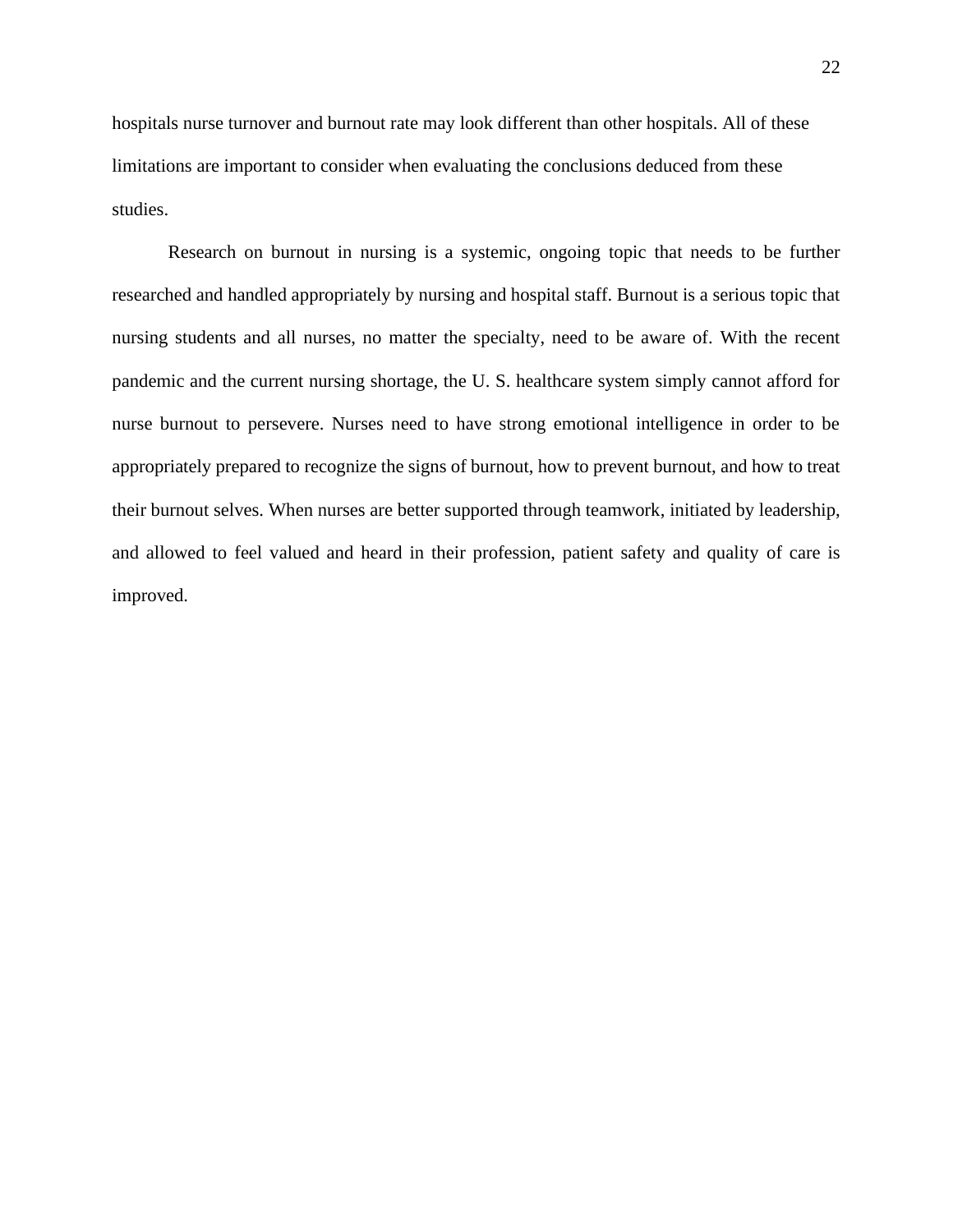hospitals nurse turnover and burnout rate may look different than other hospitals. All of these limitations are important to consider when evaluating the conclusions deduced from these studies.

Research on burnout in nursing is a systemic, ongoing topic that needs to be further researched and handled appropriately by nursing and hospital staff. Burnout is a serious topic that nursing students and all nurses, no matter the specialty, need to be aware of. With the recent pandemic and the current nursing shortage, the U. S. healthcare system simply cannot afford for nurse burnout to persevere. Nurses need to have strong emotional intelligence in order to be appropriately prepared to recognize the signs of burnout, how to prevent burnout, and how to treat their burnout selves. When nurses are better supported through teamwork, initiated by leadership, and allowed to feel valued and heard in their profession, patient safety and quality of care is improved.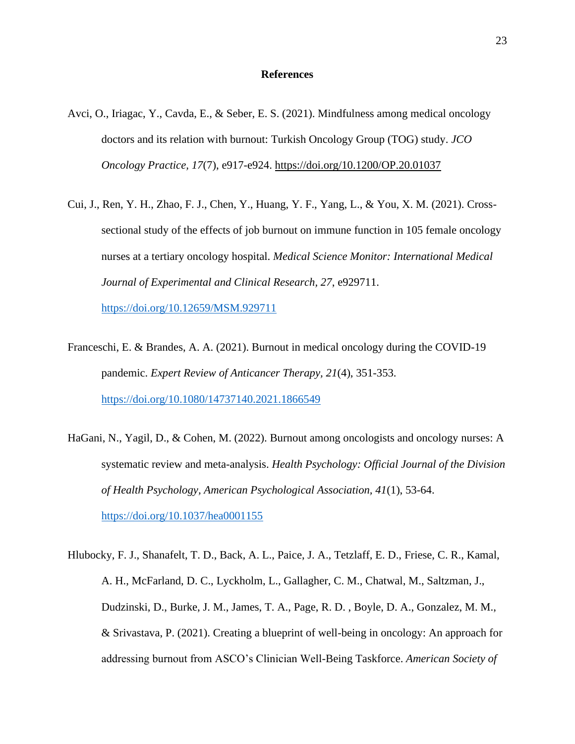# References

Avci, O., Iriagac, Y., Cavda, E., & Seber, E. S. (2021). Mindfulness among medical oncology doctors and its relation with burnout: Turkish Oncology Group (TOG) study. *JCO Oncology Practice, 17*(7), e917-e924. https://doi.org/10.1200/OP.20.01037

Cui, J., Ren, Y. H., Zhao, F. J., Chen, Y., Huang, Y. F., Yang, L., & You, X. M. (2021). Cross-sectional study of the effects of job burnout on immune function in 105 female oncology nurses at a tertiary oncology hospital. *Medical Science Monitor: International Medical Journal of Experimental and Clinical Research, 27*, e929711. https://doi.org/10.12659/MSM.929711

Franceschi, E. & Brandes, A. A. (2021). Burnout in medical oncology during the COVID-19 pandemic. *Expert Review of Anticancer Therapy, 21*(4), 351-353. https://doi.org/10.1080/14737140.2021.1866549

HaGani, N., Yagil, D., & Cohen, M. (2022). Burnout among oncologists and oncology nurses: A systematic review and meta-analysis. *Health Psychology: Official Journal of the Division of Health Psychology, American Psychological Association, 41*(1), 53-64. https://doi.org/10.1037/hea0001155

Hlubocky, F. J., Shanafelt, T. D., Back, A. L., Paice, J. A., Tetzlaff, E. D., Friese, C. R., Kamal, A. H., McFarland, D. C., Lyckholm, L., Gallagher, C. M., Chatwal, M., Saltzman, J., Dudzinski, D., Burke, J. M., James, T. A., Page, R. D. , Boyle, D. A., Gonzalez, M. M., & Srivastava, P. (2021). Creating a blueprint of well-being in oncology: An approach for addressing burnout from ASCO's Clinician Well-Being Taskforce. *American Society of*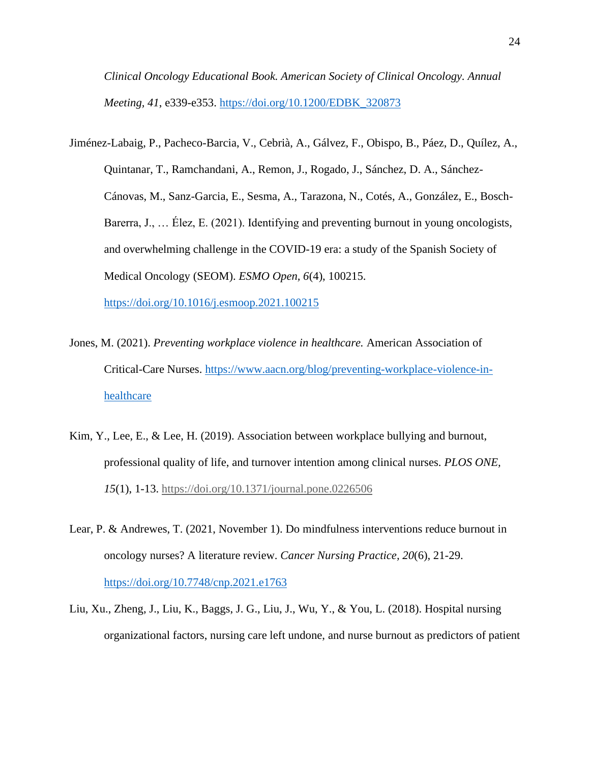*Clinical Oncology Educational Book. American Society of Clinical Oncology. Annual Meeting*, *41*, e339-e353. https://doi.org/10.1200/EDBK_320873

Jiménez-Labaig, P., Pacheco-Barcia, V., Cebrià, A., Gálvez, F., Obispo, B., Páez, D., Quílez, A., Quintanar, T., Ramchandani, A., Remon, J., Rogado, J., Sánchez, D. A., Sánchez-Cánovas, M., Sanz-Garcia, E., Sesma, A., Tarazona, N., Cotés, A., González, E., Bosch-Barerra, J., … Élez, E. (2021). Identifying and preventing burnout in young oncologists, and overwhelming challenge in the COVID-19 era: a study of the Spanish Society of Medical Oncology (SEOM). *ESMO Open*, *6*(4), 100215. https://doi.org/10.1016/j.esmoop.2021.100215

Jones, M. (2021). *Preventing workplace violence in healthcare.* American Association of Critical-Care Nurses. https://www.aacn.org/blog/preventing-workplace-violence-in-healthcare

Kim, Y., Lee, E., & Lee, H. (2019). Association between workplace bullying and burnout, professional quality of life, and turnover intention among clinical nurses. *PLOS ONE, 15*(1), 1-13. https://doi.org/10.1371/journal.pone.0226506

Lear, P. & Andrewes, T. (2021, November 1). Do mindfulness interventions reduce burnout in oncology nurses? A literature review. *Cancer Nursing Practice*, *20*(6), 21-29. https://doi.org/10.7748/cnp.2021.e1763

Liu, Xu., Zheng, J., Liu, K., Baggs, J. G., Liu, J., Wu, Y., & You, L. (2018). Hospital nursing organizational factors, nursing care left undone, and nurse burnout as predictors of patient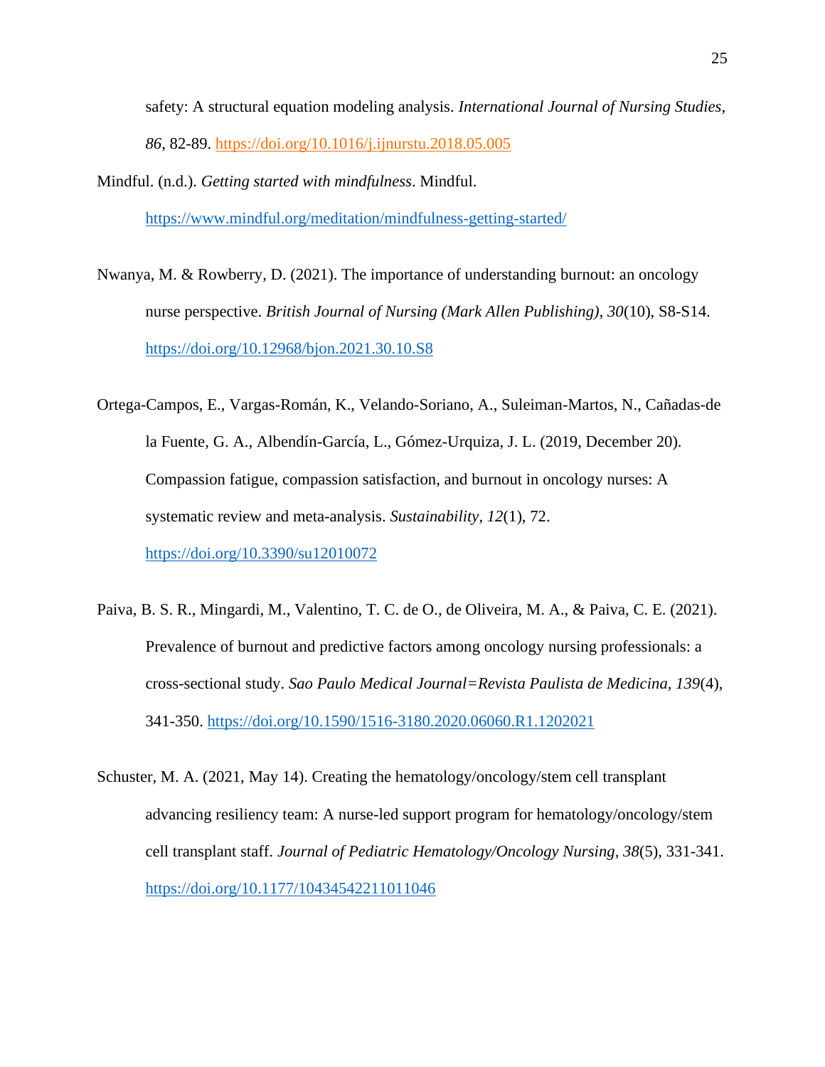safety: A structural equation modeling analysis. *International Journal of Nursing Studies*, *86*, 82-89. https://doi.org/10.1016/j.ijnurstu.2018.05.005

Mindful. (n.d.). *Getting started with mindfulness*. Mindful. https://www.mindful.org/meditation/mindfulness-getting-started/

Nwanya, M. & Rowberry, D. (2021). The importance of understanding burnout: an oncology nurse perspective. *British Journal of Nursing (Mark Allen Publishing)*, *30*(10), S8-S14. https://doi.org/10.12968/bjon.2021.30.10.S8

Ortega-Campos, E., Vargas-Román, K., Velando-Soriano, A., Suleiman-Martos, N., Cañadas-de la Fuente, G. A., Albendín-García, L., Gómez-Urquiza, J. L. (2019, December 20). Compassion fatigue, compassion satisfaction, and burnout in oncology nurses: A systematic review and meta-analysis. *Sustainability*, *12*(1), 72. https://doi.org/10.3390/su12010072

Paiva, B. S. R., Mingardi, M., Valentino, T. C. de O., de Oliveira, M. A., & Paiva, C. E. (2021). Prevalence of burnout and predictive factors among oncology nursing professionals: a cross-sectional study. *Sao Paulo Medical Journal=Revista Paulista de Medicina*, *139*(4), 341-350. https://doi.org/10.1590/1516-3180.2020.06060.R1.1202021

Schuster, M. A. (2021, May 14). Creating the hematology/oncology/stem cell transplant advancing resiliency team: A nurse-led support program for hematology/oncology/stem cell transplant staff. *Journal of Pediatric Hematology/Oncology Nursing*, *38*(5), 331-341. https://doi.org/10.1177/10434542211011046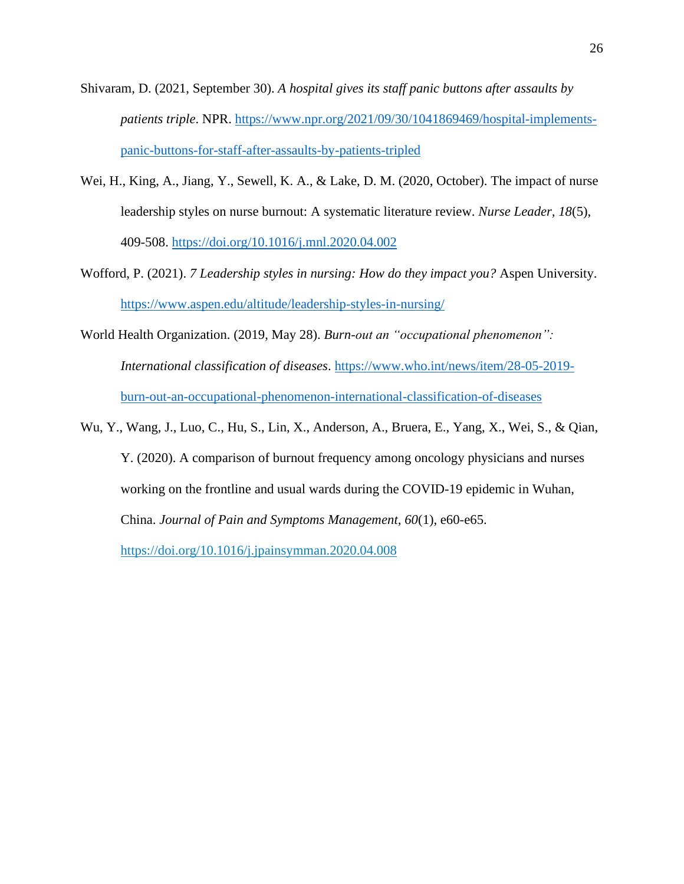Shivaram, D. (2021, September 30). *A hospital gives its staff panic buttons after assaults by patients triple*. NPR. https://www.npr.org/2021/09/30/1041869469/hospital-implements-panic-buttons-for-staff-after-assaults-by-patients-tripled

Wei, H., King, A., Jiang, Y., Sewell, K. A., & Lake, D. M. (2020, October). The impact of nurse leadership styles on nurse burnout: A systematic literature review. *Nurse Leader, 18*(5), 409-508. https://doi.org/10.1016/j.mnl.2020.04.002

Wofford, P. (2021). *7 Leadership styles in nursing: How do they impact you?* Aspen University. https://www.aspen.edu/altitude/leadership-styles-in-nursing/

World Health Organization. (2019, May 28). *Burn-out an "occupational phenomenon": International classification of diseases*. https://www.who.int/news/item/28-05-2019-burn-out-an-occupational-phenomenon-international-classification-of-diseases

Wu, Y., Wang, J., Luo, C., Hu, S., Lin, X., Anderson, A., Bruera, E., Yang, X., Wei, S., & Qian, Y. (2020). A comparison of burnout frequency among oncology physicians and nurses working on the frontline and usual wards during the COVID-19 epidemic in Wuhan, China. *Journal of Pain and Symptoms Management, 60*(1), e60-e65. https://doi.org/10.1016/j.jpainsymman.2020.04.008